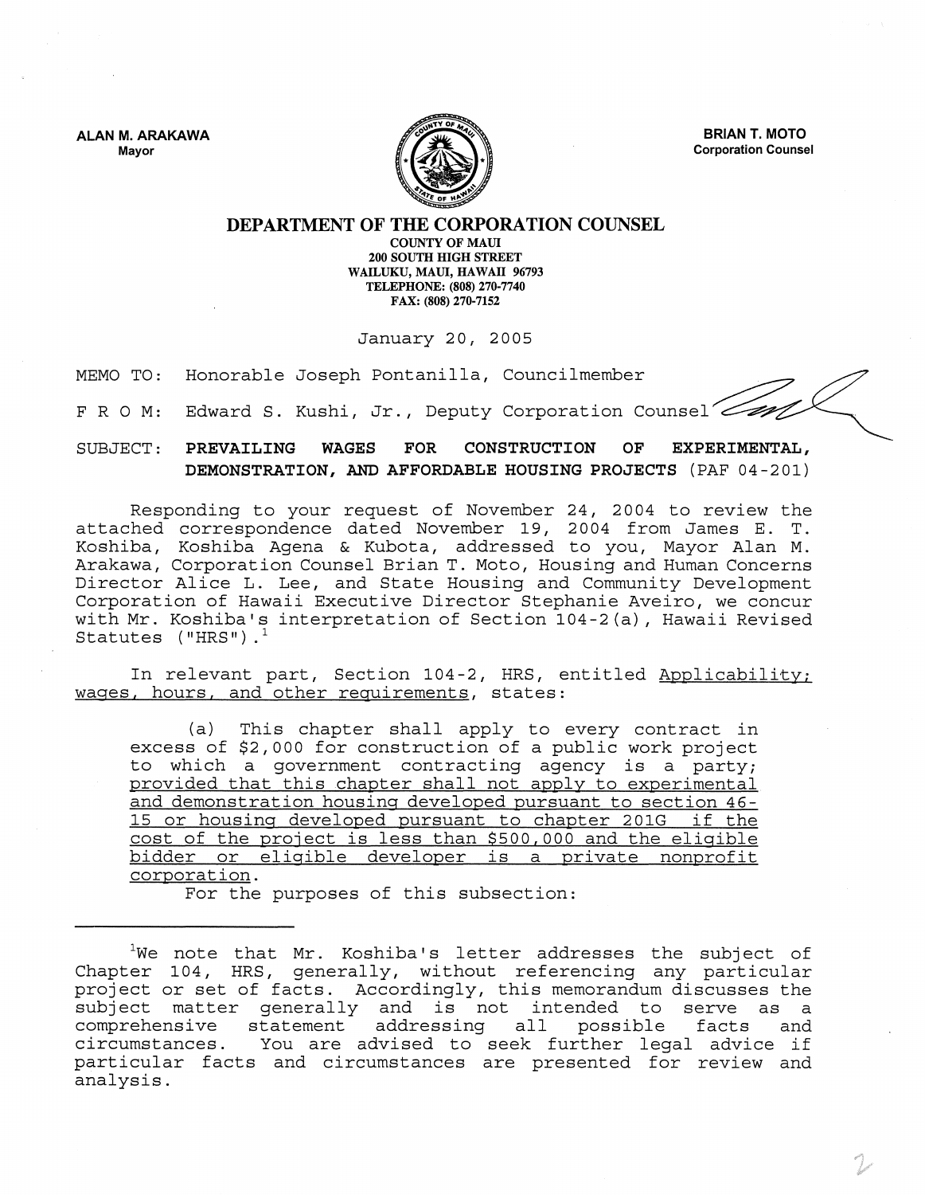ALAN M. ARAKAWA
Mayor

BRIAN T. MOTO
Corporation Counsel

# DEPARTMENT OF THE CORPORATION COUNSEL

COUNTY OF MAUI
200 SOUTH HIGH STREET
WAILUKU, MAUI, HAWAII 96793
TELEPHONE: (808) 270-7740
FAX: (808) 270-7152

January 20, 2005

MEMO TO: Honorable Joseph Pontanilla, Councilmember

F R O M: Edward S. Kushi, Jr., Deputy Corporation Counsel

SUBJECT: **PREVAILING WAGES FOR CONSTRUCTION OF EXPERIMENTAL, DEMONSTRATION, AND AFFORDABLE HOUSING PROJECTS** (PAF 04-201)

Responding to your request of November 24, 2004 to review the attached correspondence dated November 19, 2004 from James E. T. Koshiba, Koshiba Agena & Kubota, addressed to you, Mayor Alan M. Arakawa, Corporation Counsel Brian T. Moto, Housing and Human Concerns Director Alice L. Lee, and State Housing and Community Development Corporation of Hawaii Executive Director Stephanie Aveiro, we concur with Mr. Koshiba's interpretation of Section 104-2(a), Hawaii Revised Statutes ("HRS").[1]

In relevant part, Section 104-2, HRS, entitled Applicability; wages, hours, and other requirements, states:

> (a) This chapter shall apply to every contract in excess of $2,000 for construction of a public work project to which a government contracting agency is a party; provided that this chapter shall not apply to experimental and demonstration housing developed pursuant to section 46-15 or housing developed pursuant to chapter 201G if the cost of the project is less than $500,000 and the eligible bidder or eligible developer is a private nonprofit corporation.
>
> For the purposes of this subsection:

---

[1]We note that Mr. Koshiba's letter addresses the subject of Chapter 104, HRS, generally, without referencing any particular project or set of facts. Accordingly, this memorandum discusses the subject matter generally and is not intended to serve as a comprehensive statement addressing all possible facts and circumstances. You are advised to seek further legal advice if particular facts and circumstances are presented for review and analysis.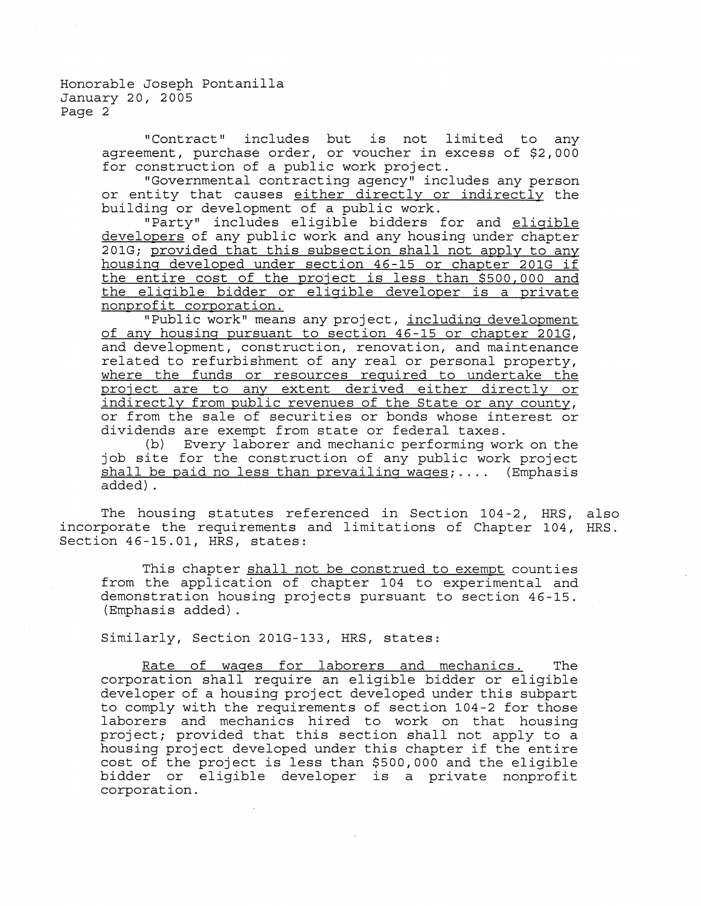"Contract" includes but is not limited to any agreement, purchase order, or voucher in excess of $2,000 for construction of a public work project.

"Governmental contracting agency" includes any person or entity that causes <u>either directly or indirectly</u> the building or development of a public work.

"Party" includes eligible bidders for and <u>eligible developers</u> of any public work and any housing under chapter 201G; <u>provided that this subsection shall not apply to any housing developed under section 46-15 or chapter 201G if the entire cost of the project is less than $500,000 and the eligible bidder or eligible developer is a private nonprofit corporation.</u>

"Public work" means any project, <u>including development of any housing pursuant to section 46-15 or chapter 201G</u>, and development, construction, renovation, and maintenance related to refurbishment of any real or personal property, <u>where the funds or resources required to undertake the project are to any extent derived either directly or indirectly from public revenues of the State or any county</u>, or from the sale of securities or bonds whose interest or dividends are exempt from state or federal taxes.

(b) Every laborer and mechanic performing work on the job site for the construction of any public work project <u>shall be paid no less than prevailing wages</u>;.... (Emphasis added).

The housing statutes referenced in Section 104-2, HRS, also incorporate the requirements and limitations of Chapter 104, HRS. Section 46-15.01, HRS, states:

> This chapter <u>shall not be construed to exempt</u> counties from the application of chapter 104 to experimental and demonstration housing projects pursuant to section 46-15. (Emphasis added).

Similarly, Section 201G-133, HRS, states:

> <u>Rate of wages for laborers and mechanics.</u> The corporation shall require an eligible bidder or eligible developer of a housing project developed under this subpart to comply with the requirements of section 104-2 for those laborers and mechanics hired to work on that housing project; provided that this section shall not apply to a housing project developed under this chapter if the entire cost of the project is less than $500,000 and the eligible bidder or eligible developer is a private nonprofit corporation.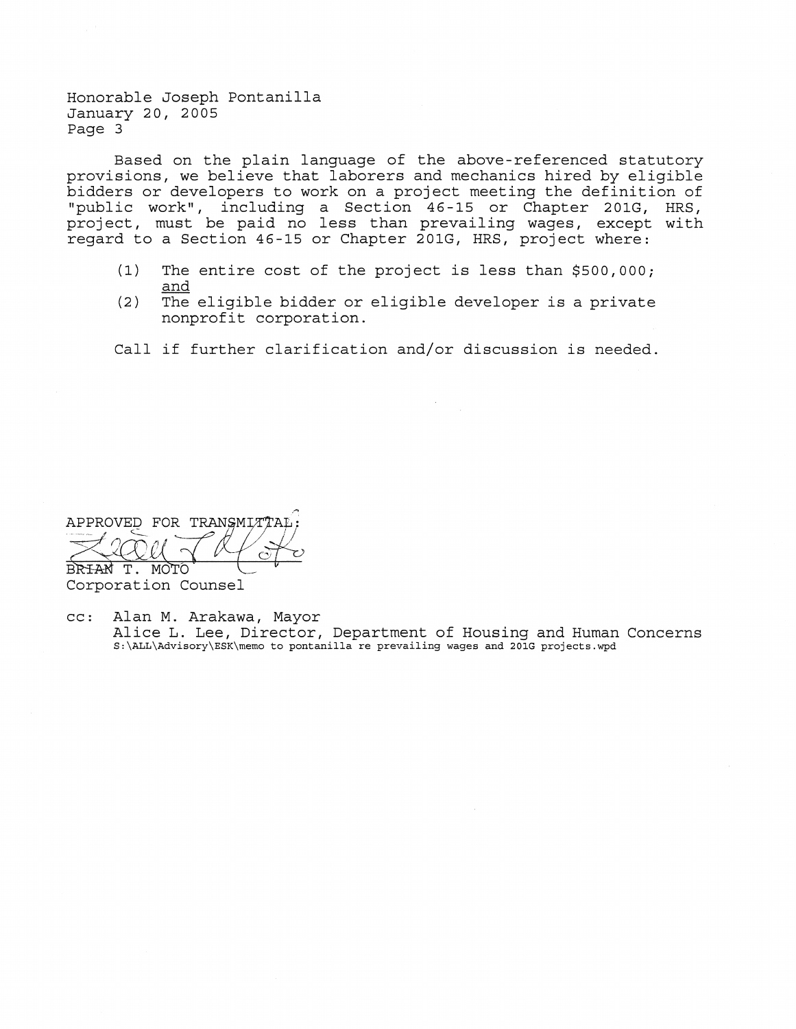Honorable Joseph Pontanilla
January 20, 2005

Based on the plain language of the above-referenced statutory provisions, we believe that laborers and mechanics hired by eligible bidders or developers to work on a project meeting the definition of "public work", including a Section 46-15 or Chapter 201G, HRS, project, must be paid no less than prevailing wages, except with regard to a Section 46-15 or Chapter 201G, HRS, project where:

(1) The entire cost of the project is less than $500,000; and
(2) The eligible bidder or eligible developer is a private nonprofit corporation.

Call if further clarification and/or discussion is needed.

APPROVED FOR TRANSMITTAL:

BRIAN T. MOTO
Corporation Counsel

cc: Alan M. Arakawa, Mayor
Alice L. Lee, Director, Department of Housing and Human Concerns
S:\ALL\Advisory\ESK\memo to pontanilla re prevailing wages and 201G projects.wpd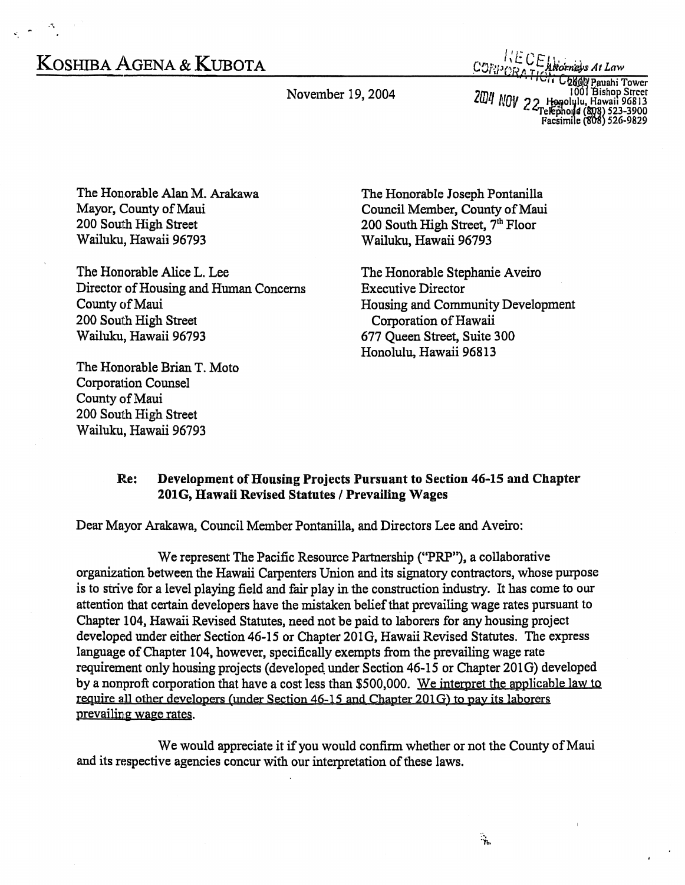# KOSHIBA AGENA & KUBOTA

RECEIVED CORPORATION COUNSEL 2004 NOV 22

*Attorneys At Law*
2600 Pauahi Tower
1001 Bishop Street
Honolulu, Hawaii 96813
Telephone (808) 523-3900
Facsimile (808) 526-9829

November 19, 2004

The Honorable Alan M. Arakawa
Mayor, County of Maui
200 South High Street
Wailuku, Hawaii 96793

The Honorable Joseph Pontanilla
Council Member, County of Maui
200 South High Street, 7th Floor
Wailuku, Hawaii 96793

The Honorable Alice L. Lee
Director of Housing and Human Concerns
County of Maui
200 South High Street
Wailuku, Hawaii 96793

The Honorable Stephanie Aveiro
Executive Director
Housing and Community Development
Corporation of Hawaii
677 Queen Street, Suite 300
Honolulu, Hawaii 96813

The Honorable Brian T. Moto
Corporation Counsel
County of Maui
200 South High Street
Wailuku, Hawaii 96793

**Re: Development of Housing Projects Pursuant to Section 46-15 and Chapter 201G, Hawaii Revised Statutes / Prevailing Wages**

Dear Mayor Arakawa, Council Member Pontanilla, and Directors Lee and Aveiro:

We represent The Pacific Resource Partnership ("PRP"), a collaborative organization between the Hawaii Carpenters Union and its signatory contractors, whose purpose is to strive for a level playing field and fair play in the construction industry. It has come to our attention that certain developers have the mistaken belief that prevailing wage rates pursuant to Chapter 104, Hawaii Revised Statutes, need not be paid to laborers for any housing project developed under either Section 46-15 or Chapter 201G, Hawaii Revised Statutes. The express language of Chapter 104, however, specifically exempts from the prevailing wage rate requirement only housing projects (developed under Section 46-15 or Chapter 201G) developed by a nonproft corporation that have a cost less than $500,000. <u>We interpret the applicable law to require all other developers (under Section 46-15 and Chapter 201G) to pay its laborers prevailing wage rates</u>.

We would appreciate it if you would confirm whether or not the County of Maui and its respective agencies concur with our interpretation of these laws.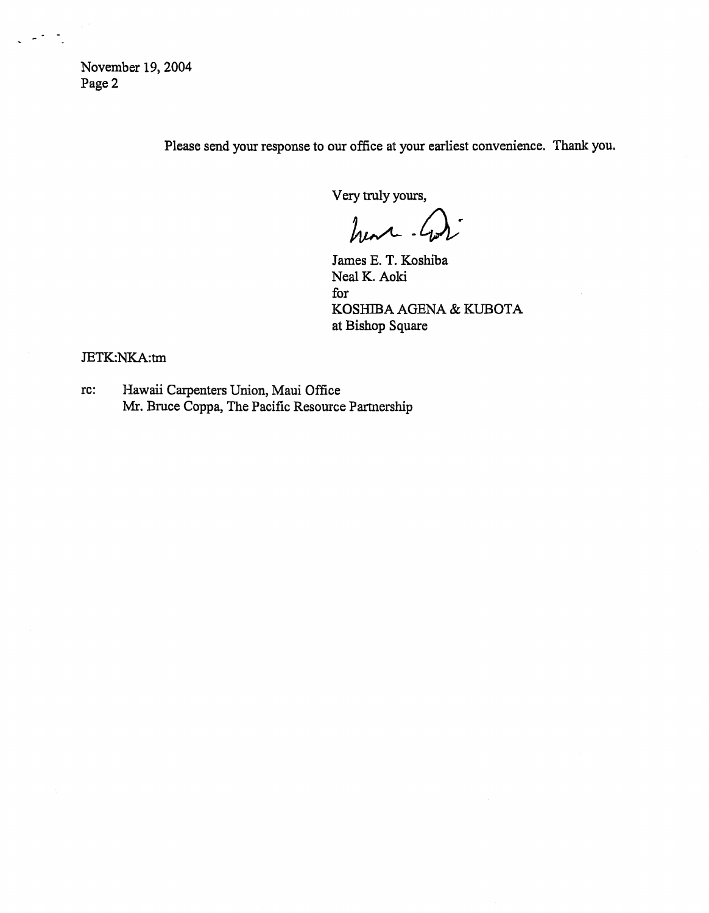November 19, 2004
Page 2

Please send your response to our office at your earliest convenience. Thank you.

Very truly yours,

James E. T. Koshiba
Neal K. Aoki
for
KOSHIBA AGENA & KUBOTA
at Bishop Square

JETK:NKA:tm

rc: Hawaii Carpenters Union, Maui Office
Mr. Bruce Coppa, The Pacific Resource Partnership